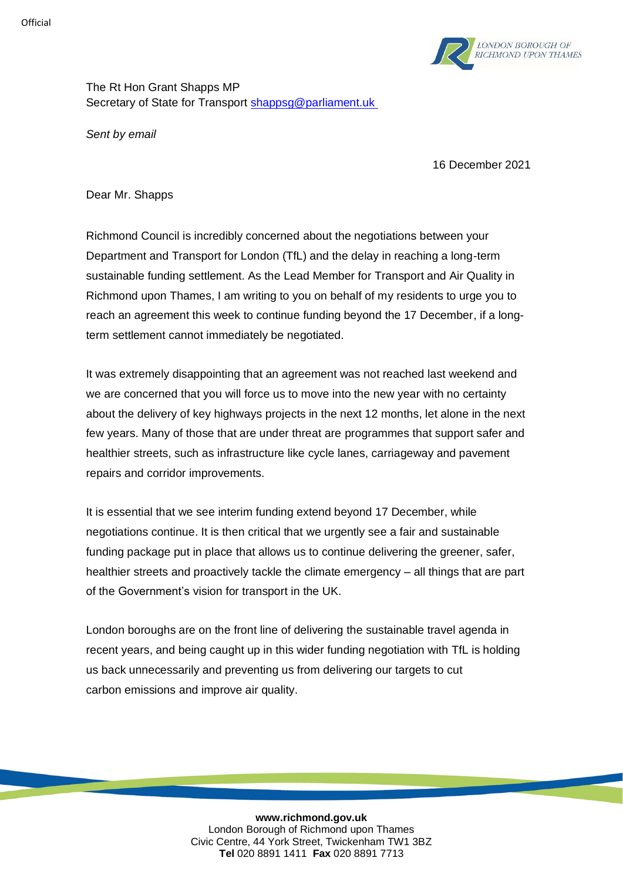The Rt Hon Grant Shapps MP
Secretary of State for Transport shappsg@parliament.uk

*Sent by email*

16 December 2021

Dear Mr. Shapps

Richmond Council is incredibly concerned about the negotiations between your Department and Transport for London (TfL) and the delay in reaching a long-term sustainable funding settlement. As the Lead Member for Transport and Air Quality in Richmond upon Thames, I am writing to you on behalf of my residents to urge you to reach an agreement this week to continue funding beyond the 17 December, if a long-term settlement cannot immediately be negotiated.

It was extremely disappointing that an agreement was not reached last weekend and we are concerned that you will force us to move into the new year with no certainty about the delivery of key highways projects in the next 12 months, let alone in the next few years. Many of those that are under threat are programmes that support safer and healthier streets, such as infrastructure like cycle lanes, carriageway and pavement repairs and corridor improvements.

It is essential that we see interim funding extend beyond 17 December, while negotiations continue. It is then critical that we urgently see a fair and sustainable funding package put in place that allows us to continue delivering the greener, safer, healthier streets and proactively tackle the climate emergency – all things that are part of the Government's vision for transport in the UK.

London boroughs are on the front line of delivering the sustainable travel agenda in recent years, and being caught up in this wider funding negotiation with TfL is holding us back unnecessarily and preventing us from delivering our targets to cut carbon emissions and improve air quality.

**www.richmond.gov.uk**
London Borough of Richmond upon Thames
Civic Centre, 44 York Street, Twickenham TW1 3BZ
**Tel** 020 8891 1411 **Fax** 020 8891 7713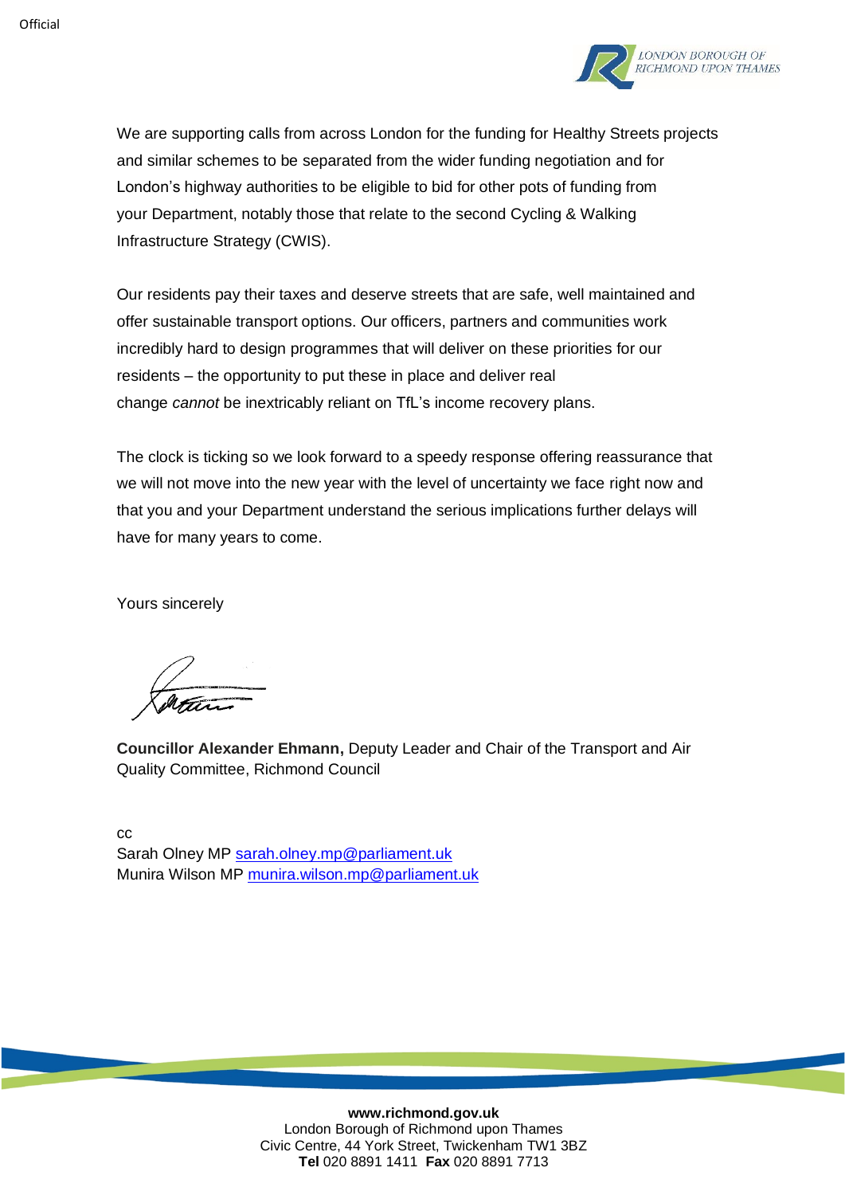We are supporting calls from across London for the funding for Healthy Streets projects and similar schemes to be separated from the wider funding negotiation and for London's highway authorities to be eligible to bid for other pots of funding from your Department, notably those that relate to the second Cycling & Walking Infrastructure Strategy (CWIS).

Our residents pay their taxes and deserve streets that are safe, well maintained and offer sustainable transport options. Our officers, partners and communities work incredibly hard to design programmes that will deliver on these priorities for our residents – the opportunity to put these in place and deliver real change *cannot* be inextricably reliant on TfL's income recovery plans.

The clock is ticking so we look forward to a speedy response offering reassurance that we will not move into the new year with the level of uncertainty we face right now and that you and your Department understand the serious implications further delays will have for many years to come.

Yours sincerely

**Councillor Alexander Ehmann,** Deputy Leader and Chair of the Transport and Air Quality Committee, Richmond Council

cc
Sarah Olney MP sarah.olney.mp@parliament.uk
Munira Wilson MP munira.wilson.mp@parliament.uk

**www.richmond.gov.uk**
London Borough of Richmond upon Thames
Civic Centre, 44 York Street, Twickenham TW1 3BZ
**Tel** 020 8891 1411 **Fax** 020 8891 7713